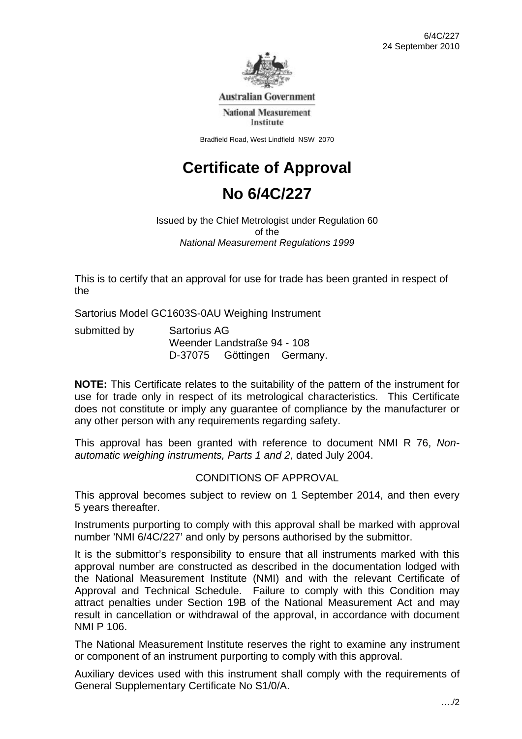6/4C/227
24 September 2010

Australian Government

National Measurement Institute

Bradfield Road, West Lindfield NSW 2070

# Certificate of Approval

# No 6/4C/227

Issued by the Chief Metrologist under Regulation 60
of the
*National Measurement Regulations 1999*

This is to certify that an approval for use for trade has been granted in respect of the

Sartorius Model GC1603S-0AU Weighing Instrument

submitted by Sartorius AG
Weender Landstraße 94 - 108
D-37075 Göttingen Germany.

**NOTE:** This Certificate relates to the suitability of the pattern of the instrument for use for trade only in respect of its metrological characteristics. This Certificate does not constitute or imply any guarantee of compliance by the manufacturer or any other person with any requirements regarding safety.

This approval has been granted with reference to document NMI R 76, *Non-automatic weighing instruments, Parts 1 and 2*, dated July 2004.

## CONDITIONS OF APPROVAL

This approval becomes subject to review on 1 September 2014, and then every 5 years thereafter.

Instruments purporting to comply with this approval shall be marked with approval number 'NMI 6/4C/227' and only by persons authorised by the submittor.

It is the submittor's responsibility to ensure that all instruments marked with this approval number are constructed as described in the documentation lodged with the National Measurement Institute (NMI) and with the relevant Certificate of Approval and Technical Schedule. Failure to comply with this Condition may attract penalties under Section 19B of the National Measurement Act and may result in cancellation or withdrawal of the approval, in accordance with document NMI P 106.

The National Measurement Institute reserves the right to examine any instrument or component of an instrument purporting to comply with this approval.

Auxiliary devices used with this instrument shall comply with the requirements of General Supplementary Certificate No S1/0/A.

…./2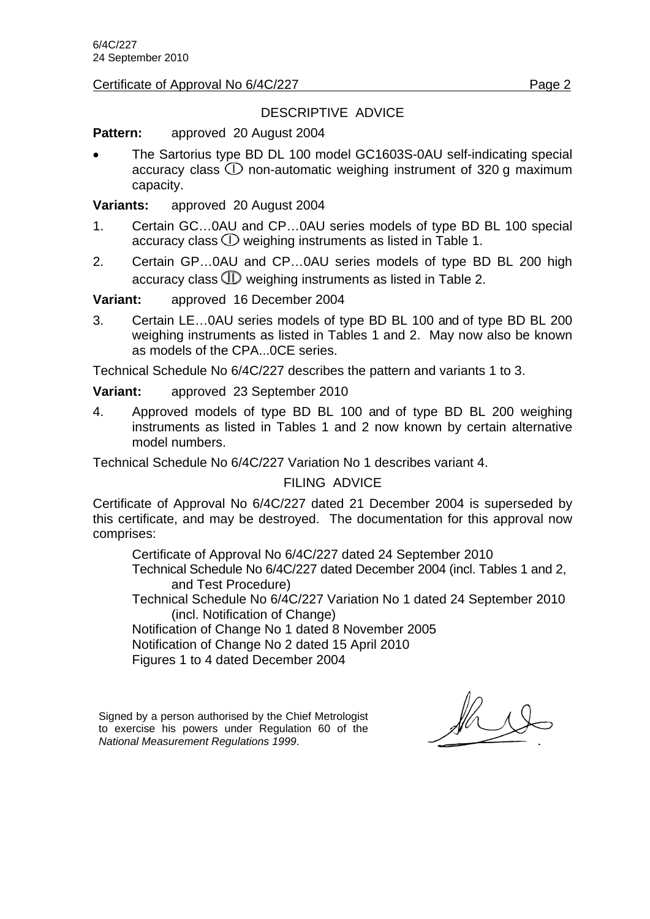Certificate of Approval No 6/4C/227

## DESCRIPTIVE ADVICE

**Pattern:** approved 20 August 2004

- The Sartorius type BD DL 100 model GC1603S-0AU self-indicating special accuracy class Ⓘ non-automatic weighing instrument of 320 g maximum capacity.

**Variants:** approved 20 August 2004

1. Certain GC…0AU and CP…0AU series models of type BD BL 100 special accuracy class Ⓘ weighing instruments as listed in Table 1.
2. Certain GP…0AU and CP…0AU series models of type BD BL 200 high accuracy class ⒾⒾ weighing instruments as listed in Table 2.

**Variant:** approved 16 December 2004

3. Certain LE…0AU series models of type BD BL 100 and of type BD BL 200 weighing instruments as listed in Tables 1 and 2. May now also be known as models of the CPA...0CE series.

Technical Schedule No 6/4C/227 describes the pattern and variants 1 to 3.

**Variant:** approved 23 September 2010

4. Approved models of type BD BL 100 and of type BD BL 200 weighing instruments as listed in Tables 1 and 2 now known by certain alternative model numbers.

Technical Schedule No 6/4C/227 Variation No 1 describes variant 4.

## FILING ADVICE

Certificate of Approval No 6/4C/227 dated 21 December 2004 is superseded by this certificate, and may be destroyed. The documentation for this approval now comprises:

Certificate of Approval No 6/4C/227 dated 24 September 2010
Technical Schedule No 6/4C/227 dated December 2004 (incl. Tables 1 and 2, and Test Procedure)
Technical Schedule No 6/4C/227 Variation No 1 dated 24 September 2010 (incl. Notification of Change)
Notification of Change No 1 dated 8 November 2005
Notification of Change No 2 dated 15 April 2010
Figures 1 to 4 dated December 2004

Signed by a person authorised by the Chief Metrologist to exercise his powers under Regulation 60 of the *National Measurement Regulations 1999*.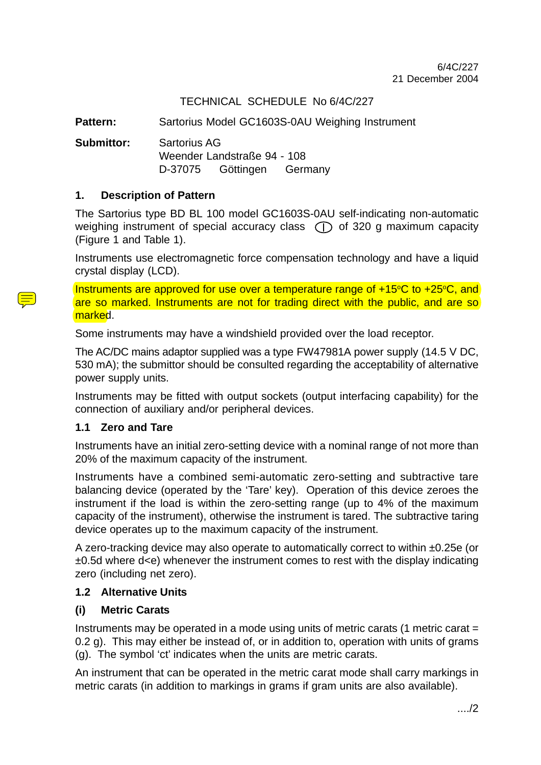6/4C/227
21 December 2004

TECHNICAL SCHEDULE No 6/4C/227

**Pattern:** Sartorius Model GC1603S-0AU Weighing Instrument

**Submittor:** Sartorius AG
Weender Landstraße 94 - 108
D-37075 Göttingen Germany

## 1. Description of Pattern

The Sartorius type BD BL 100 model GC1603S-0AU self-indicating non-automatic weighing instrument of special accuracy class (I) of 320 g maximum capacity (Figure 1 and Table 1).

Instruments use electromagnetic force compensation technology and have a liquid crystal display (LCD).

Instruments are approved for use over a temperature range of +15°C to +25°C, and are so marked. Instruments are not for trading direct with the public, and are so marked.

Some instruments may have a windshield provided over the load receptor.

The AC/DC mains adaptor supplied was a type FW47981A power supply (14.5 V DC, 530 mA); the submittor should be consulted regarding the acceptability of alternative power supply units.

Instruments may be fitted with output sockets (output interfacing capability) for the connection of auxiliary and/or peripheral devices.

### 1.1 Zero and Tare

Instruments have an initial zero-setting device with a nominal range of not more than 20% of the maximum capacity of the instrument.

Instruments have a combined semi-automatic zero-setting and subtractive tare balancing device (operated by the 'Tare' key). Operation of this device zeroes the instrument if the load is within the zero-setting range (up to 4% of the maximum capacity of the instrument), otherwise the instrument is tared. The subtractive taring device operates up to the maximum capacity of the instrument.

A zero-tracking device may also operate to automatically correct to within ±0.25e (or ±0.5d where d<e) whenever the instrument comes to rest with the display indicating zero (including net zero).

### 1.2 Alternative Units

#### (i) Metric Carats

Instruments may be operated in a mode using units of metric carats (1 metric carat = 0.2 g). This may either be instead of, or in addition to, operation with units of grams (g). The symbol 'ct' indicates when the units are metric carats.

An instrument that can be operated in the metric carat mode shall carry markings in metric carats (in addition to markings in grams if gram units are also available).

..../2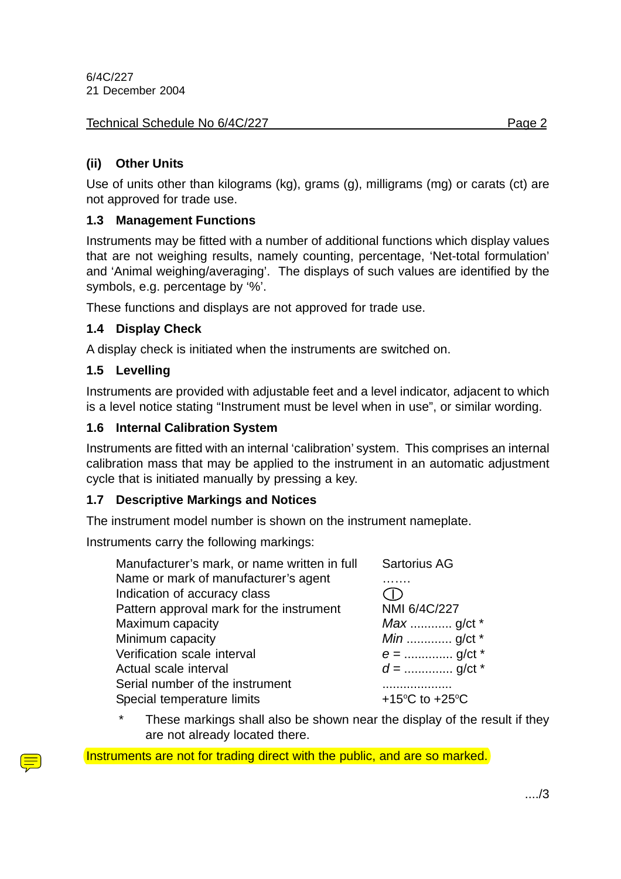6/4C/227
21 December 2004

### (ii) Other Units

Use of units other than kilograms (kg), grams (g), milligrams (mg) or carats (ct) are not approved for trade use.

### 1.3 Management Functions

Instruments may be fitted with a number of additional functions which display values that are not weighing results, namely counting, percentage, 'Net-total formulation' and 'Animal weighing/averaging'. The displays of such values are identified by the symbols, e.g. percentage by '%'.

These functions and displays are not approved for trade use.

### 1.4 Display Check

A display check is initiated when the instruments are switched on.

### 1.5 Levelling

Instruments are provided with adjustable feet and a level indicator, adjacent to which is a level notice stating "Instrument must be level when in use", or similar wording.

### 1.6 Internal Calibration System

Instruments are fitted with an internal 'calibration' system. This comprises an internal calibration mass that may be applied to the instrument in an automatic adjustment cycle that is initiated manually by pressing a key.

### 1.7 Descriptive Markings and Notices

The instrument model number is shown on the instrument nameplate.

Instruments carry the following markings:

| | |
|---|---|
| Manufacturer's mark, or name written in full | Sartorius AG |
| Name or mark of manufacturer's agent | ……. |
| Indication of accuracy class | Ⓘ |
| Pattern approval mark for the instrument | NMI 6/4C/227 |
| Maximum capacity | *Max* ............ g/ct * |
| Minimum capacity | *Min* ............ g/ct * |
| Verification scale interval | *e* = ............. g/ct * |
| Actual scale interval | *d* = ............. g/ct * |
| Serial number of the instrument | .................... |
| Special temperature limits | +15°C to +25°C |

\* These markings shall also be shown near the display of the result if they are not already located there.

Instruments are not for trading direct with the public, and are so marked.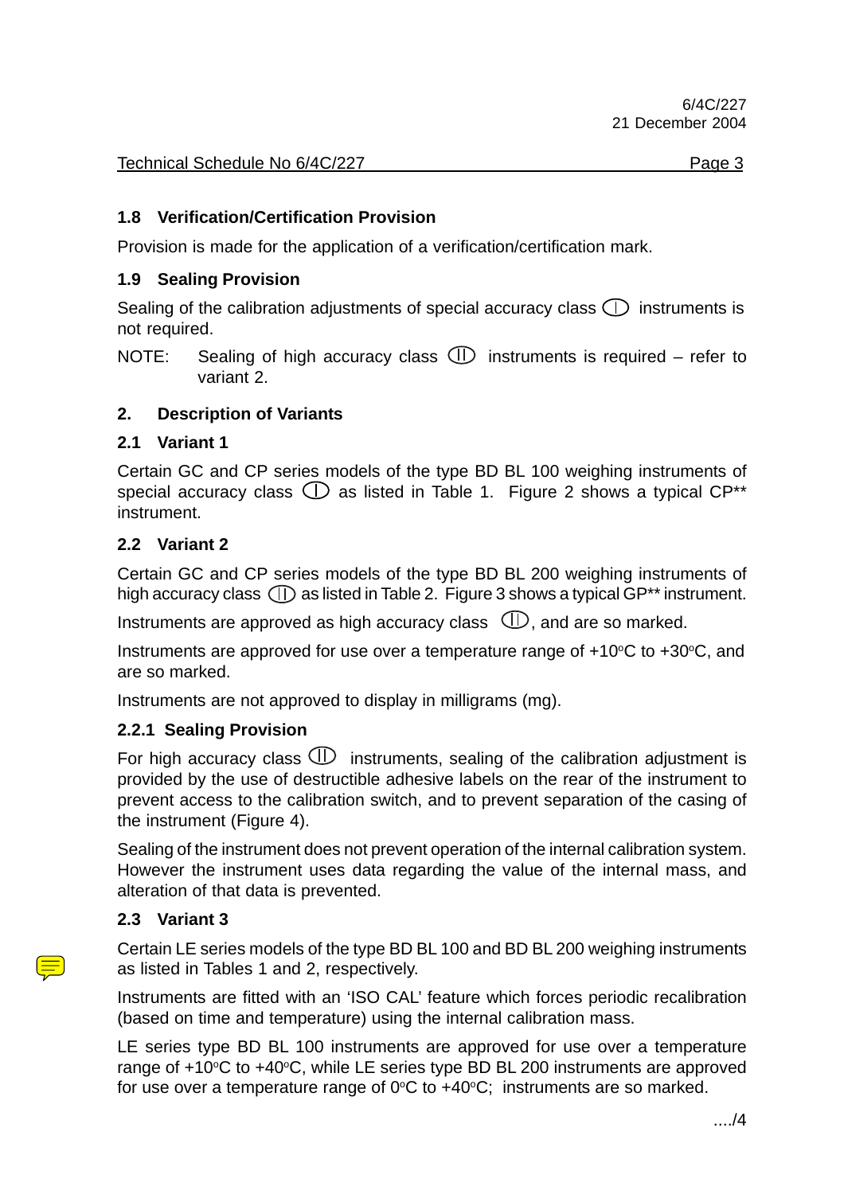Technical Schedule No 6/4C/227

### 1.8 Verification/Certification Provision

Provision is made for the application of a verification/certification mark.

### 1.9 Sealing Provision

Sealing of the calibration adjustments of special accuracy class (I) instruments is not required.

NOTE: Sealing of high accuracy class (II) instruments is required – refer to variant 2.

## 2. Description of Variants

### 2.1 Variant 1

Certain GC and CP series models of the type BD BL 100 weighing instruments of special accuracy class (I) as listed in Table 1. Figure 2 shows a typical CP** instrument.

### 2.2 Variant 2

Certain GC and CP series models of the type BD BL 200 weighing instruments of high accuracy class (II) as listed in Table 2. Figure 3 shows a typical GP** instrument.

Instruments are approved as high accuracy class (II), and are so marked.

Instruments are approved for use over a temperature range of +10°C to +30°C, and are so marked.

Instruments are not approved to display in milligrams (mg).

#### 2.2.1 Sealing Provision

For high accuracy class (II) instruments, sealing of the calibration adjustment is provided by the use of destructible adhesive labels on the rear of the instrument to prevent access to the calibration switch, and to prevent separation of the casing of the instrument (Figure 4).

Sealing of the instrument does not prevent operation of the internal calibration system. However the instrument uses data regarding the value of the internal mass, and alteration of that data is prevented.

### 2.3 Variant 3

Certain LE series models of the type BD BL 100 and BD BL 200 weighing instruments as listed in Tables 1 and 2, respectively.

Instruments are fitted with an 'ISO CAL' feature which forces periodic recalibration (based on time and temperature) using the internal calibration mass.

LE series type BD BL 100 instruments are approved for use over a temperature range of +10°C to +40°C, while LE series type BD BL 200 instruments are approved for use over a temperature range of 0°C to +40°C; instruments are so marked.

..../4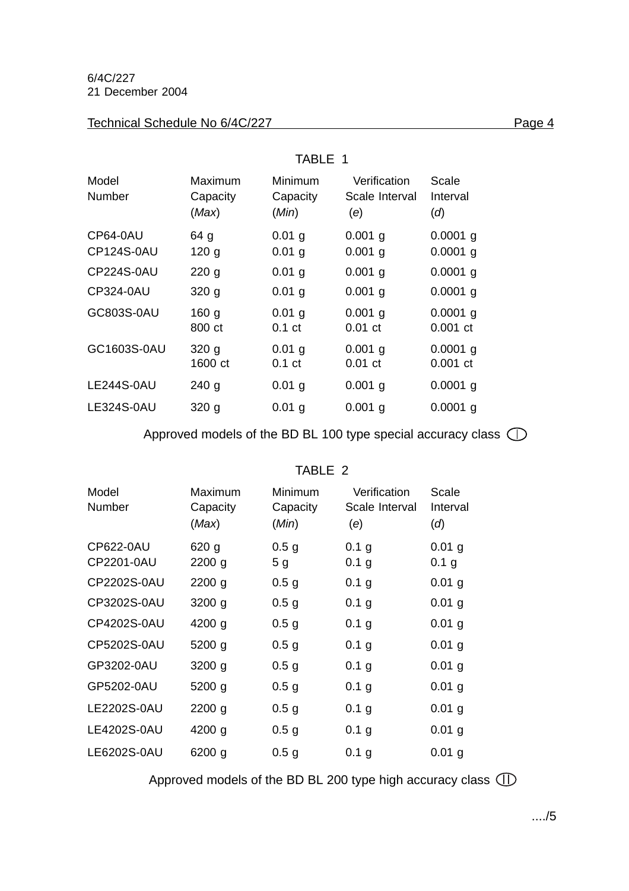Technical Schedule No 6/4C/227

TABLE 1

| Model Number | Maximum Capacity (*Max*) | Minimum Capacity (*Min*) | Verification Scale Interval (*e*) | Scale Interval (*d*) |
|---|---|---|---|---|
| CP64-0AU | 64 g | 0.01 g | 0.001 g | 0.0001 g |
| CP124S-0AU | 120 g | 0.01 g | 0.001 g | 0.0001 g |
| CP224S-0AU | 220 g | 0.01 g | 0.001 g | 0.0001 g |
| CP324-0AU | 320 g | 0.01 g | 0.001 g | 0.0001 g |
| GC803S-0AU | 160 g | 0.01 g | 0.001 g | 0.0001 g |
| | 800 ct | 0.1 ct | 0.01 ct | 0.001 ct |
| GC1603S-0AU | 320 g | 0.01 g | 0.001 g | 0.0001 g |
| | 1600 ct | 0.1 ct | 0.01 ct | 0.001 ct |
| LE244S-0AU | 240 g | 0.01 g | 0.001 g | 0.0001 g |
| LE324S-0AU | 320 g | 0.01 g | 0.001 g | 0.0001 g |

Approved models of the BD BL 100 type special accuracy class (I)

TABLE 2

| Model Number | Maximum Capacity (*Max*) | Minimum Capacity (*Min*) | Verification Scale Interval (*e*) | Scale Interval (*d*) |
|---|---|---|---|---|
| CP622-0AU | 620 g | 0.5 g | 0.1 g | 0.01 g |
| CP2201-0AU | 2200 g | 5 g | 0.1 g | 0.1 g |
| CP2202S-0AU | 2200 g | 0.5 g | 0.1 g | 0.01 g |
| CP3202S-0AU | 3200 g | 0.5 g | 0.1 g | 0.01 g |
| CP4202S-0AU | 4200 g | 0.5 g | 0.1 g | 0.01 g |
| CP5202S-0AU | 5200 g | 0.5 g | 0.1 g | 0.01 g |
| GP3202-0AU | 3200 g | 0.5 g | 0.1 g | 0.01 g |
| GP5202-0AU | 5200 g | 0.5 g | 0.1 g | 0.01 g |
| LE2202S-0AU | 2200 g | 0.5 g | 0.1 g | 0.01 g |
| LE4202S-0AU | 4200 g | 0.5 g | 0.1 g | 0.01 g |
| LE6202S-0AU | 6200 g | 0.5 g | 0.1 g | 0.01 g |

Approved models of the BD BL 200 type high accuracy class (II)

..../5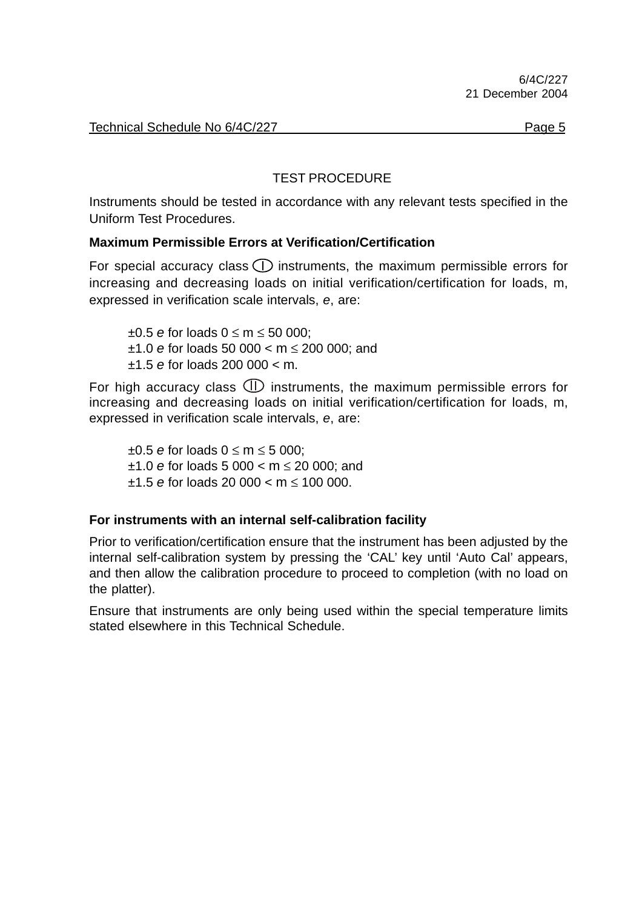## TEST PROCEDURE

Instruments should be tested in accordance with any relevant tests specified in the Uniform Test Procedures.

**Maximum Permissible Errors at Verification/Certification**

For special accuracy class (I) instruments, the maximum permissible errors for increasing and decreasing loads on initial verification/certification for loads, m, expressed in verification scale intervals, *e*, are:

±0.5 *e* for loads $0 \leq m \leq 50\,000$;
±1.0 *e* for loads $50\,000 < m \leq 200\,000$; and
±1.5 *e* for loads $200\,000 < m$.

For high accuracy class (II) instruments, the maximum permissible errors for increasing and decreasing loads on initial verification/certification for loads, m, expressed in verification scale intervals, *e*, are:

±0.5 *e* for loads $0 \leq m \leq 5\,000$;
±1.0 *e* for loads $5\,000 < m \leq 20\,000$; and
±1.5 *e* for loads $20\,000 < m \leq 100\,000$.

**For instruments with an internal self-calibration facility**

Prior to verification/certification ensure that the instrument has been adjusted by the internal self-calibration system by pressing the 'CAL' key until 'Auto Cal' appears, and then allow the calibration procedure to proceed to completion (with no load on the platter).

Ensure that instruments are only being used within the special temperature limits stated elsewhere in this Technical Schedule.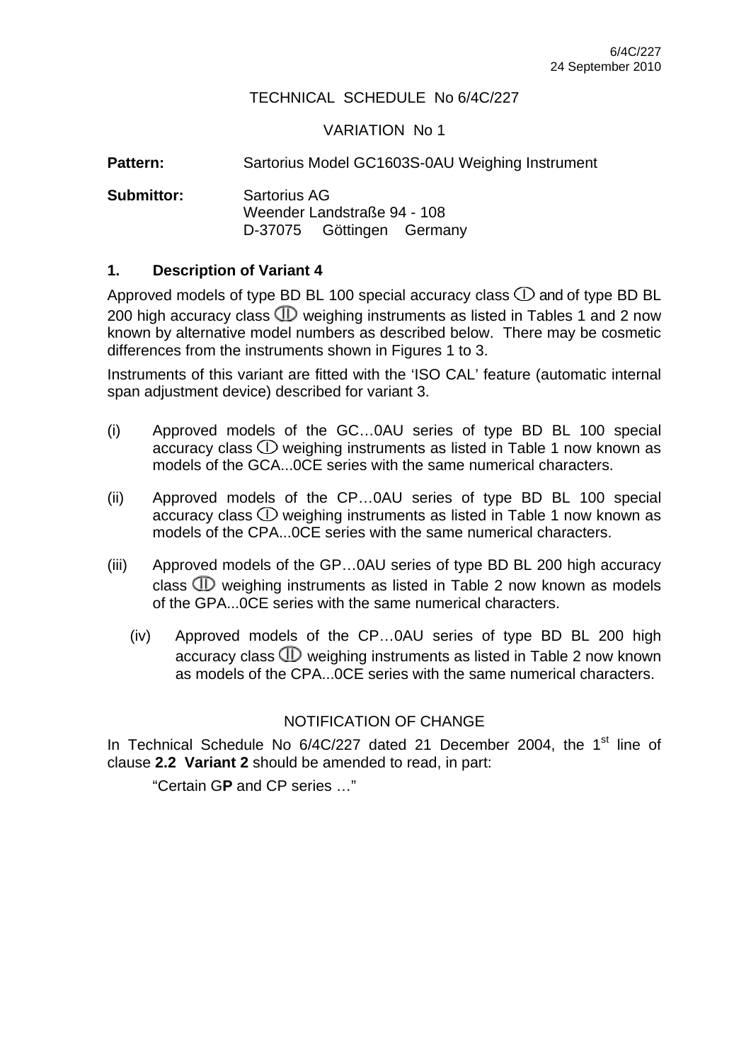6/4C/227
24 September 2010

TECHNICAL SCHEDULE No 6/4C/227

VARIATION No 1

**Pattern:** Sartorius Model GC1603S-0AU Weighing Instrument

**Submittor:** Sartorius AG
Weender Landstraße 94 - 108
D-37075 Göttingen Germany

## 1. Description of Variant 4

Approved models of type BD BL 100 special accuracy class Ⓘ and of type BD BL 200 high accuracy class ⒾⒾ weighing instruments as listed in Tables 1 and 2 now known by alternative model numbers as described below. There may be cosmetic differences from the instruments shown in Figures 1 to 3.

Instruments of this variant are fitted with the 'ISO CAL' feature (automatic internal span adjustment device) described for variant 3.

(i) Approved models of the GC…0AU series of type BD BL 100 special accuracy class Ⓘ weighing instruments as listed in Table 1 now known as models of the GCA...0CE series with the same numerical characters.

(ii) Approved models of the CP…0AU series of type BD BL 100 special accuracy class Ⓘ weighing instruments as listed in Table 1 now known as models of the CPA...0CE series with the same numerical characters.

(iii) Approved models of the GP…0AU series of type BD BL 200 high accuracy class ⒾⒾ weighing instruments as listed in Table 2 now known as models of the GPA...0CE series with the same numerical characters.

(iv) Approved models of the CP…0AU series of type BD BL 200 high accuracy class ⒾⒾ weighing instruments as listed in Table 2 now known as models of the CPA...0CE series with the same numerical characters.

NOTIFICATION OF CHANGE

In Technical Schedule No 6/4C/227 dated 21 December 2004, the 1st line of clause **2.2 Variant 2** should be amended to read, in part:

"Certain G**P** and CP series …"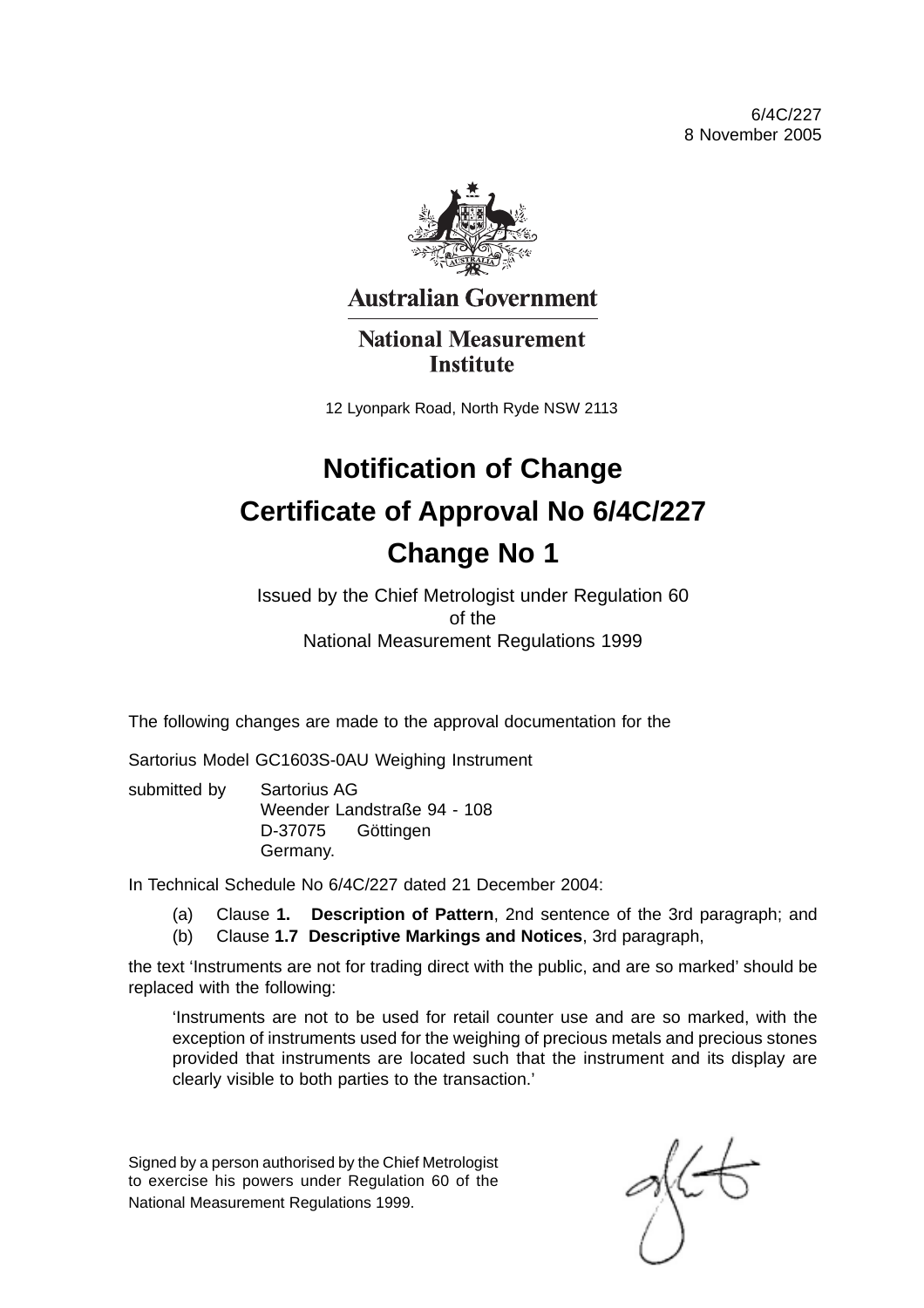6/4C/227
8 November 2005

**Australian Government**

**National Measurement Institute**

12 Lyonpark Road, North Ryde NSW 2113

# Notification of Change
# Certificate of Approval No 6/4C/227
# Change No 1

Issued by the Chief Metrologist under Regulation 60
of the
National Measurement Regulations 1999

The following changes are made to the approval documentation for the

Sartorius Model GC1603S-0AU Weighing Instrument

submitted by Sartorius AG
Weender Landstraße 94 - 108
D-37075 Göttingen
Germany.

In Technical Schedule No 6/4C/227 dated 21 December 2004:

(a) Clause **1. Description of Pattern**, 2nd sentence of the 3rd paragraph; and
(b) Clause **1.7 Descriptive Markings and Notices**, 3rd paragraph,

the text 'Instruments are not for trading direct with the public, and are so marked' should be replaced with the following:

> 'Instruments are not to be used for retail counter use and are so marked, with the exception of instruments used for the weighing of precious metals and precious stones provided that instruments are located such that the instrument and its display are clearly visible to both parties to the transaction.'

Signed by a person authorised by the Chief Metrologist to exercise his powers under Regulation 60 of the National Measurement Regulations 1999.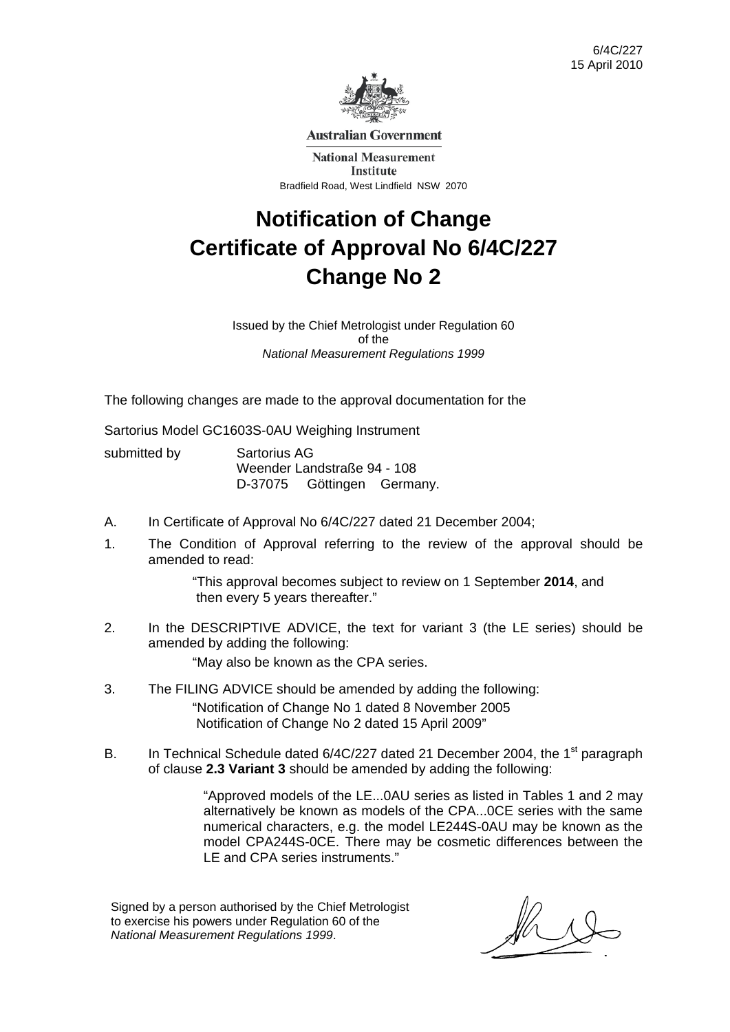6/4C/227
15 April 2010

**Australian Government**

**National Measurement Institute**

Bradfield Road, West Lindfield NSW 2070

# Notification of Change
# Certificate of Approval No 6/4C/227
# Change No 2

Issued by the Chief Metrologist under Regulation 60
of the
*National Measurement Regulations 1999*

The following changes are made to the approval documentation for the

Sartorius Model GC1603S-0AU Weighing Instrument

submitted by Sartorius AG
Weender Landstraße 94 - 108
D-37075 Göttingen Germany.

A. In Certificate of Approval No 6/4C/227 dated 21 December 2004;

1. The Condition of Approval referring to the review of the approval should be amended to read:

   "This approval becomes subject to review on 1 September **2014**, and then every 5 years thereafter."

2. In the DESCRIPTIVE ADVICE, the text for variant 3 (the LE series) should be amended by adding the following:

   "May also be known as the CPA series.

3. The FILING ADVICE should be amended by adding the following:

   "Notification of Change No 1 dated 8 November 2005
   Notification of Change No 2 dated 15 April 2009"

B. In Technical Schedule dated 6/4C/227 dated 21 December 2004, the 1st paragraph of clause **2.3 Variant 3** should be amended by adding the following:

   "Approved models of the LE...0AU series as listed in Tables 1 and 2 may alternatively be known as models of the CPA...0CE series with the same numerical characters, e.g. the model LE244S-0AU may be known as the model CPA244S-0CE. There may be cosmetic differences between the LE and CPA series instruments."

Signed by a person authorised by the Chief Metrologist to exercise his powers under Regulation 60 of the *National Measurement Regulations 1999*.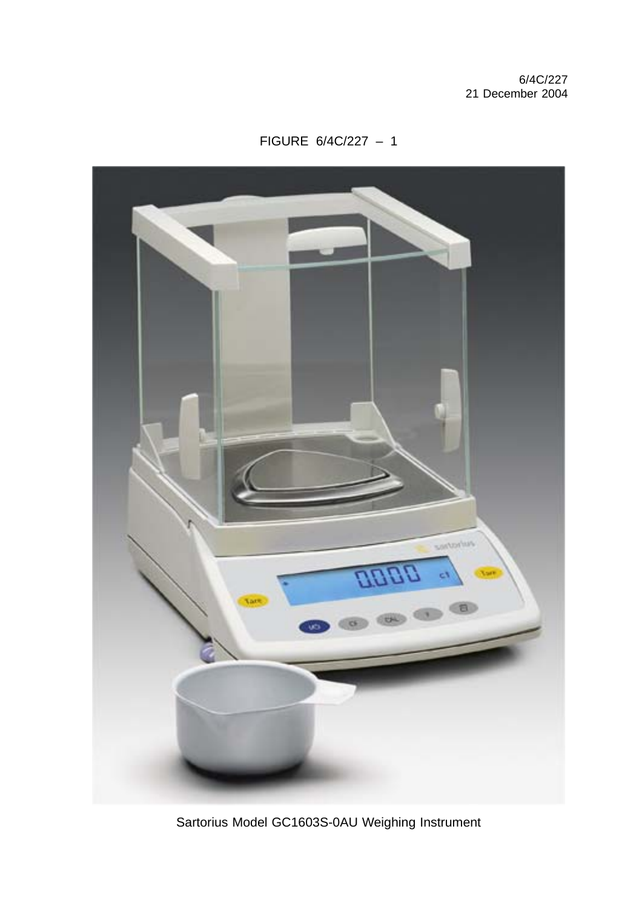6/4C/227
21 December 2004

FIGURE 6/4C/227 – 1

Sartorius Model GC1603S-0AU Weighing Instrument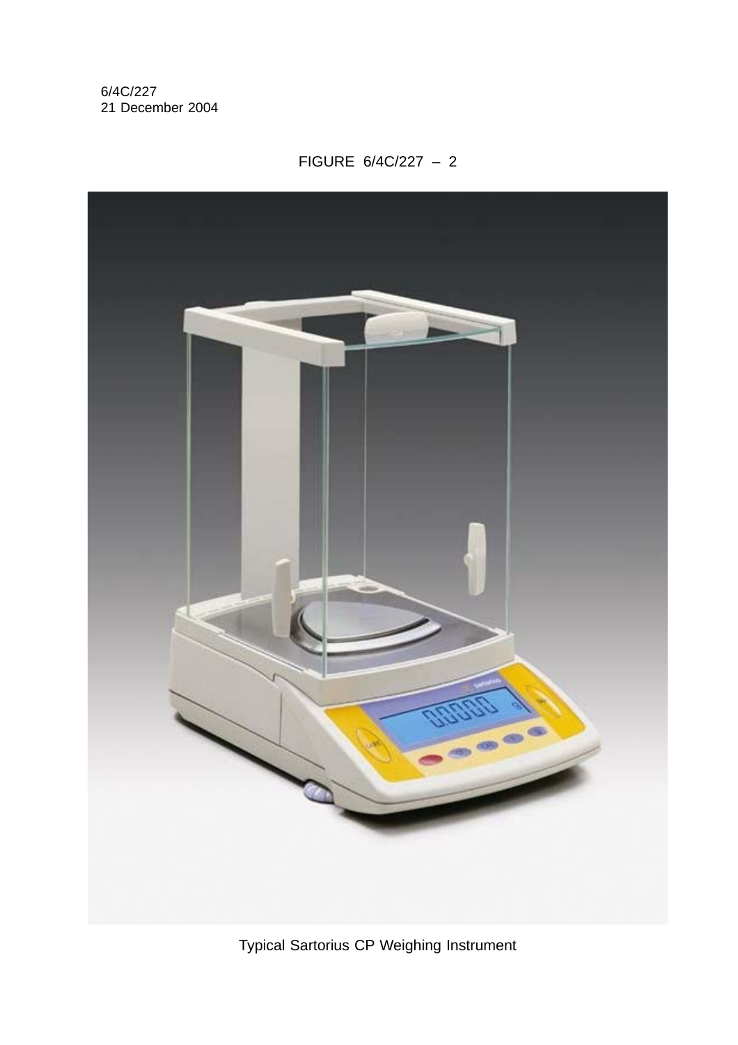FIGURE 6/4C/227 – 2

Typical Sartorius CP Weighing Instrument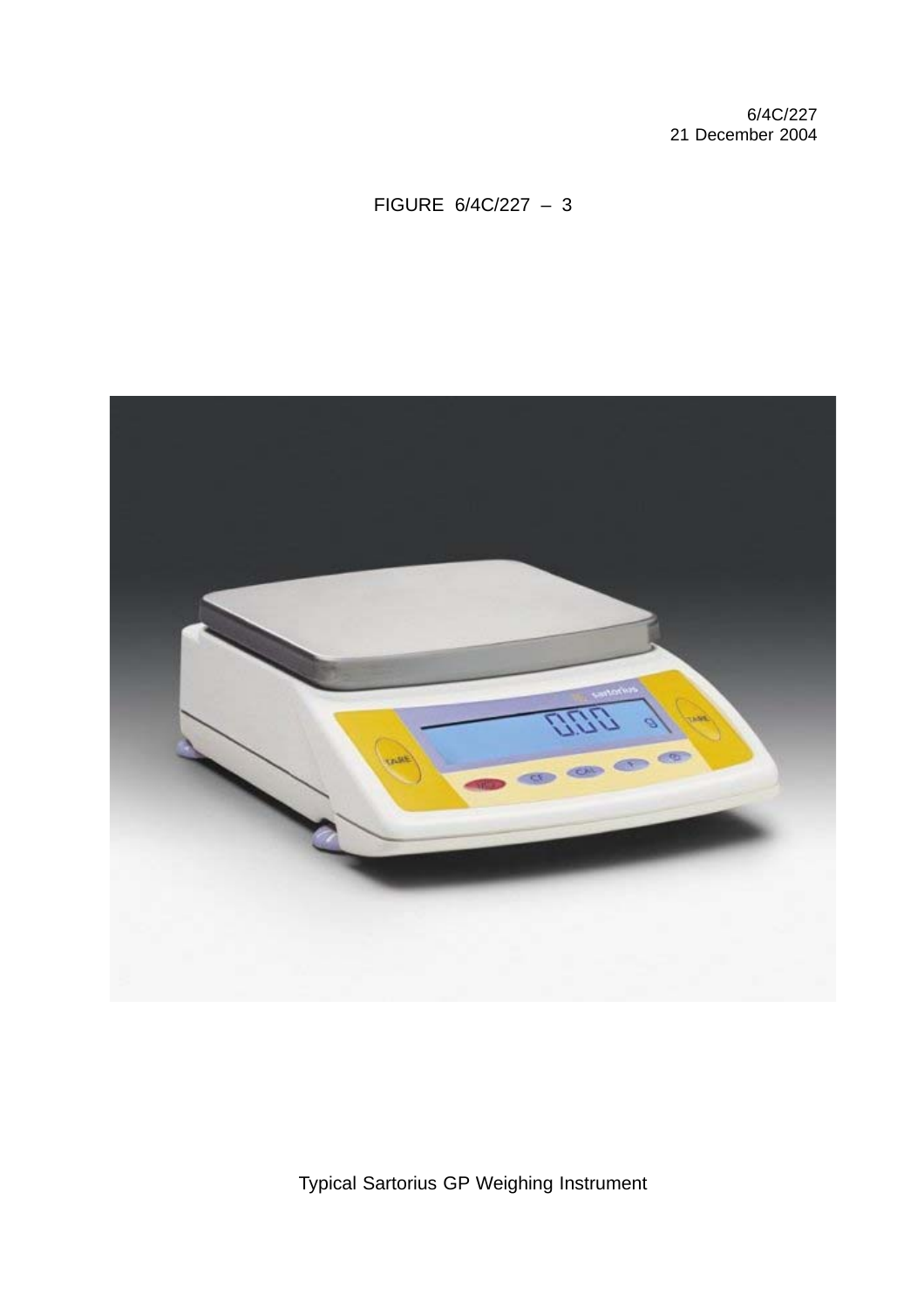FIGURE 6/4C/227 – 3

Typical Sartorius GP Weighing Instrument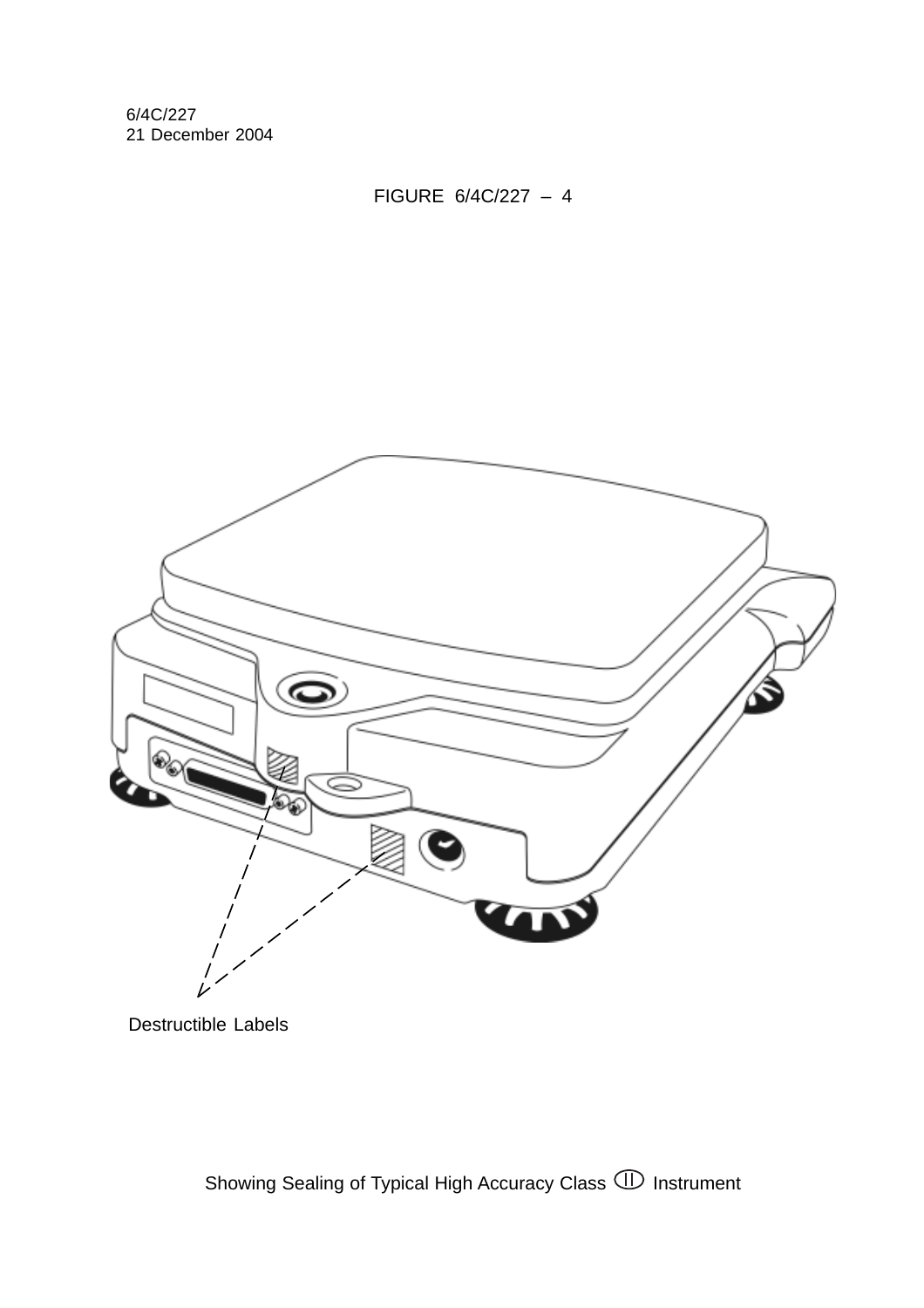FIGURE 6/4C/227 – 4

Destructible Labels

Showing Sealing of Typical High Accuracy Class (II) Instrument